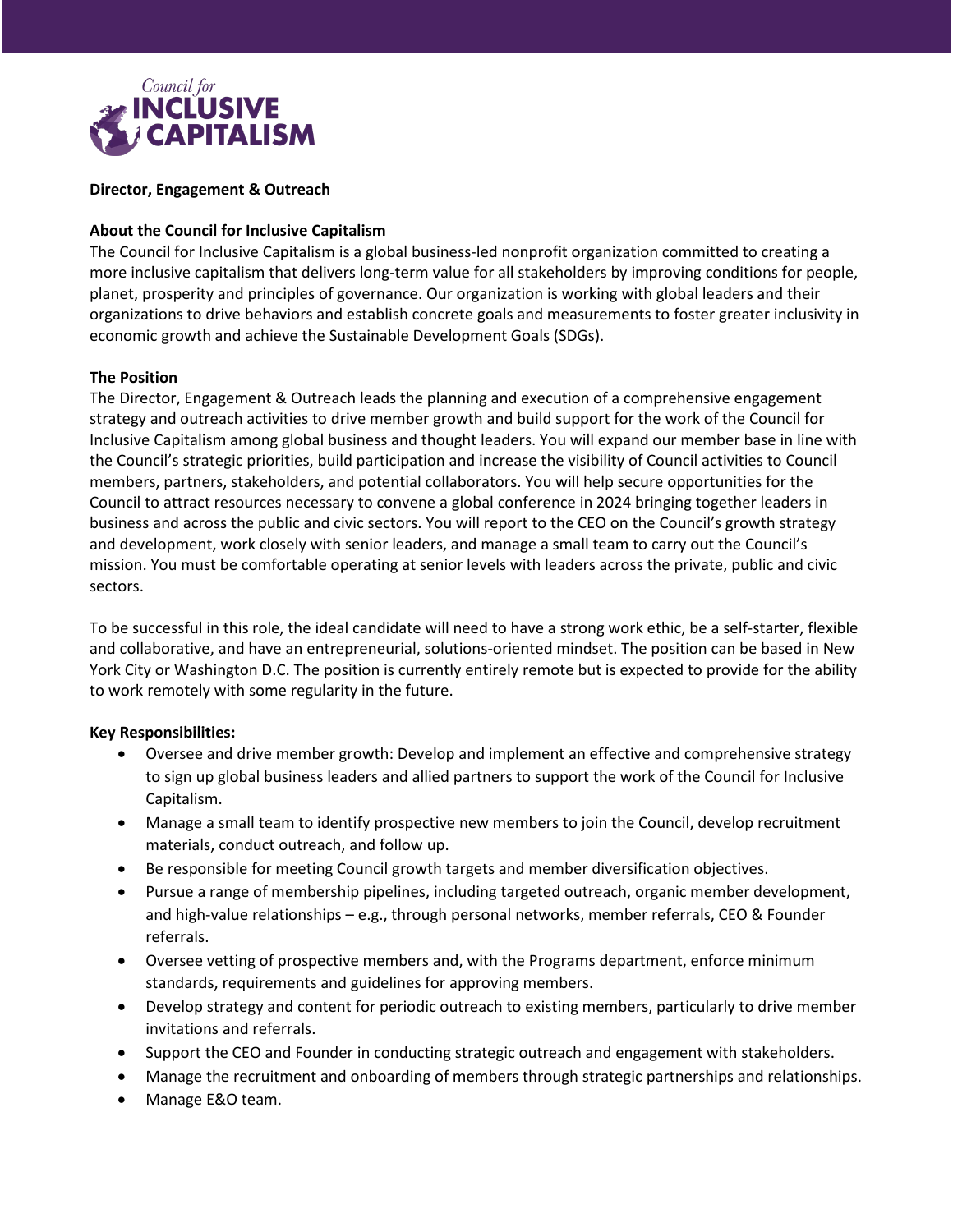Council for **INCLUSIVE CAPITALISM**

**Director, Engagement & Outreach**

**About the Council for Inclusive Capitalism**

The Council for Inclusive Capitalism is a global business-led nonprofit organization committed to creating a more inclusive capitalism that delivers long-term value for all stakeholders by improving conditions for people, planet, prosperity and principles of governance. Our organization is working with global leaders and their organizations to drive behaviors and establish concrete goals and measurements to foster greater inclusivity in economic growth and achieve the Sustainable Development Goals (SDGs).

**The Position**

The Director, Engagement & Outreach leads the planning and execution of a comprehensive engagement strategy and outreach activities to drive member growth and build support for the work of the Council for Inclusive Capitalism among global business and thought leaders. You will expand our member base in line with the Council's strategic priorities, build participation and increase the visibility of Council activities to Council members, partners, stakeholders, and potential collaborators. You will help secure opportunities for the Council to attract resources necessary to convene a global conference in 2024 bringing together leaders in business and across the public and civic sectors. You will report to the CEO on the Council's growth strategy and development, work closely with senior leaders, and manage a small team to carry out the Council's mission. You must be comfortable operating at senior levels with leaders across the private, public and civic sectors.

To be successful in this role, the ideal candidate will need to have a strong work ethic, be a self-starter, flexible and collaborative, and have an entrepreneurial, solutions-oriented mindset. The position can be based in New York City or Washington D.C. The position is currently entirely remote but is expected to provide for the ability to work remotely with some regularity in the future.

**Key Responsibilities:**

- Oversee and drive member growth: Develop and implement an effective and comprehensive strategy to sign up global business leaders and allied partners to support the work of the Council for Inclusive Capitalism.
- Manage a small team to identify prospective new members to join the Council, develop recruitment materials, conduct outreach, and follow up.
- Be responsible for meeting Council growth targets and member diversification objectives.
- Pursue a range of membership pipelines, including targeted outreach, organic member development, and high-value relationships – e.g., through personal networks, member referrals, CEO & Founder referrals.
- Oversee vetting of prospective members and, with the Programs department, enforce minimum standards, requirements and guidelines for approving members.
- Develop strategy and content for periodic outreach to existing members, particularly to drive member invitations and referrals.
- Support the CEO and Founder in conducting strategic outreach and engagement with stakeholders.
- Manage the recruitment and onboarding of members through strategic partnerships and relationships.
- Manage E&O team.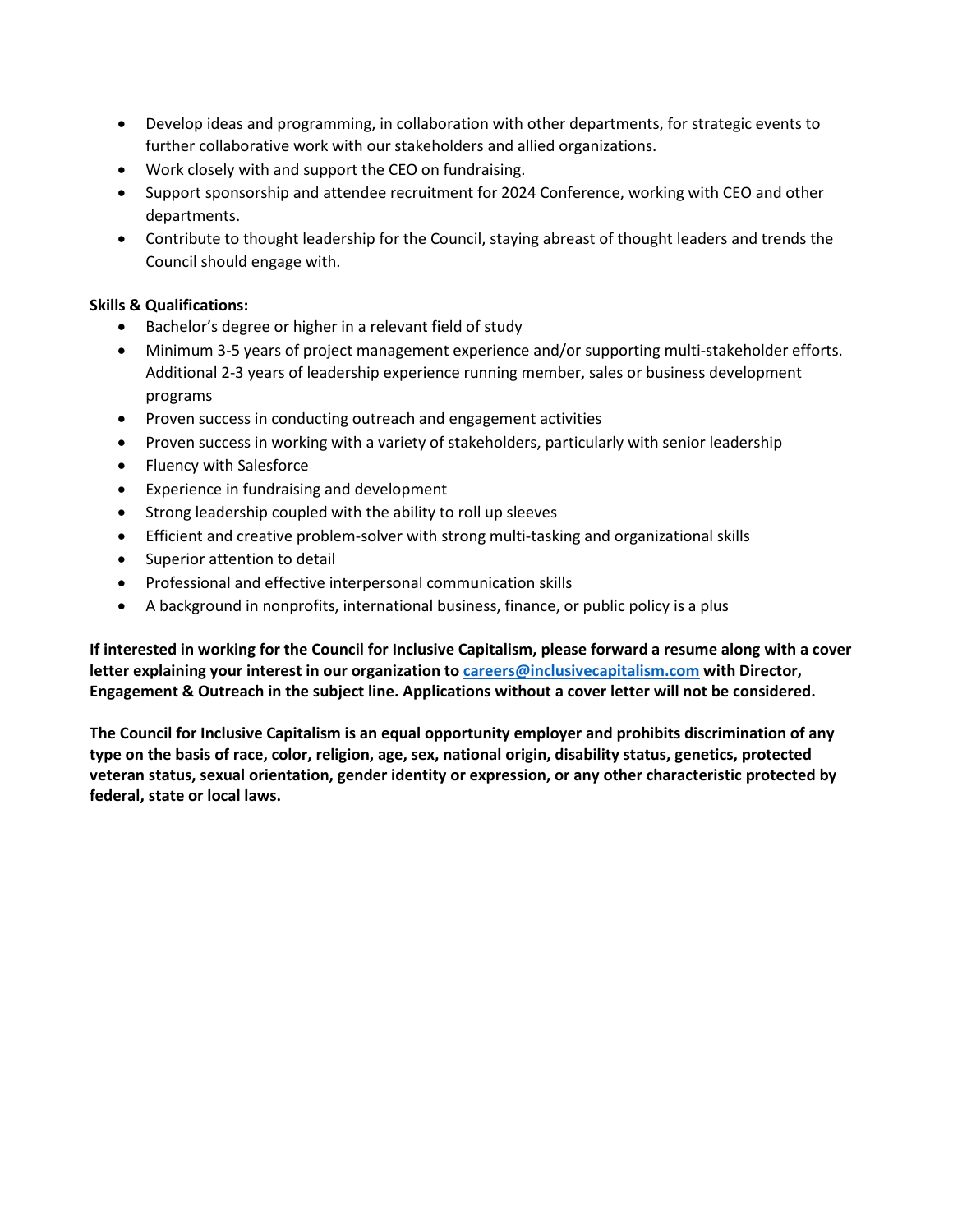- Develop ideas and programming, in collaboration with other departments, for strategic events to further collaborative work with our stakeholders and allied organizations.
- Work closely with and support the CEO on fundraising.
- Support sponsorship and attendee recruitment for 2024 Conference, working with CEO and other departments.
- Contribute to thought leadership for the Council, staying abreast of thought leaders and trends the Council should engage with.

**Skills & Qualifications:**

- Bachelor's degree or higher in a relevant field of study
- Minimum 3-5 years of project management experience and/or supporting multi-stakeholder efforts. Additional 2-3 years of leadership experience running member, sales or business development programs
- Proven success in conducting outreach and engagement activities
- Proven success in working with a variety of stakeholders, particularly with senior leadership
- Fluency with Salesforce
- Experience in fundraising and development
- Strong leadership coupled with the ability to roll up sleeves
- Efficient and creative problem-solver with strong multi-tasking and organizational skills
- Superior attention to detail
- Professional and effective interpersonal communication skills
- A background in nonprofits, international business, finance, or public policy is a plus

**If interested in working for the Council for Inclusive Capitalism, please forward a resume along with a cover letter explaining your interest in our organization to [careers@inclusivecapitalism.com](mailto:careers@inclusivecapitalism.com) with Director, Engagement & Outreach in the subject line. Applications without a cover letter will not be considered.**

**The Council for Inclusive Capitalism is an equal opportunity employer and prohibits discrimination of any type on the basis of race, color, religion, age, sex, national origin, disability status, genetics, protected veteran status, sexual orientation, gender identity or expression, or any other characteristic protected by federal, state or local laws.**